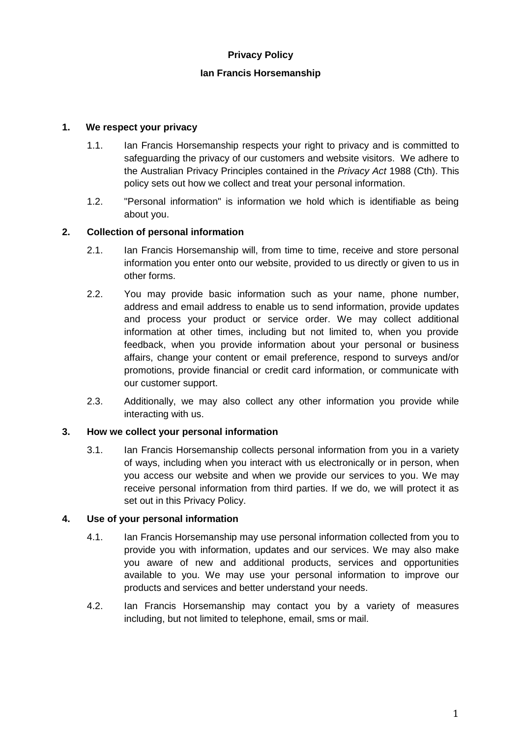# Privacy Policy

## Ian Francis Horsemanship

### 1. We respect your privacy

1.1. Ian Francis Horsemanship respects your right to privacy and is committed to safeguarding the privacy of our customers and website visitors. We adhere to the Australian Privacy Principles contained in the *Privacy Act* 1988 (Cth). This policy sets out how we collect and treat your personal information.

1.2. "Personal information" is information we hold which is identifiable as being about you.

### 2. Collection of personal information

2.1. Ian Francis Horsemanship will, from time to time, receive and store personal information you enter onto our website, provided to us directly or given to us in other forms.

2.2. You may provide basic information such as your name, phone number, address and email address to enable us to send information, provide updates and process your product or service order. We may collect additional information at other times, including but not limited to, when you provide feedback, when you provide information about your personal or business affairs, change your content or email preference, respond to surveys and/or promotions, provide financial or credit card information, or communicate with our customer support.

2.3. Additionally, we may also collect any other information you provide while interacting with us.

### 3. How we collect your personal information

3.1. Ian Francis Horsemanship collects personal information from you in a variety of ways, including when you interact with us electronically or in person, when you access our website and when we provide our services to you. We may receive personal information from third parties. If we do, we will protect it as set out in this Privacy Policy.

### 4. Use of your personal information

4.1. Ian Francis Horsemanship may use personal information collected from you to provide you with information, updates and our services. We may also make you aware of new and additional products, services and opportunities available to you. We may use your personal information to improve our products and services and better understand your needs.

4.2. Ian Francis Horsemanship may contact you by a variety of measures including, but not limited to telephone, email, sms or mail.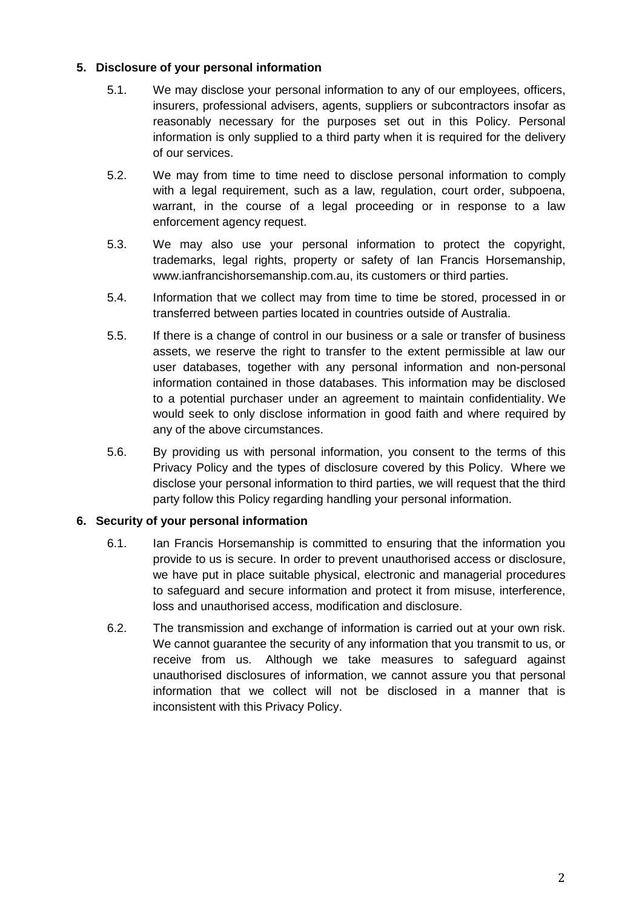## 5. Disclosure of your personal information

5.1. We may disclose your personal information to any of our employees, officers, insurers, professional advisers, agents, suppliers or subcontractors insofar as reasonably necessary for the purposes set out in this Policy. Personal information is only supplied to a third party when it is required for the delivery of our services.

5.2. We may from time to time need to disclose personal information to comply with a legal requirement, such as a law, regulation, court order, subpoena, warrant, in the course of a legal proceeding or in response to a law enforcement agency request.

5.3. We may also use your personal information to protect the copyright, trademarks, legal rights, property or safety of Ian Francis Horsemanship, www.ianfrancishorsemanship.com.au, its customers or third parties.

5.4. Information that we collect may from time to time be stored, processed in or transferred between parties located in countries outside of Australia.

5.5. If there is a change of control in our business or a sale or transfer of business assets, we reserve the right to transfer to the extent permissible at law our user databases, together with any personal information and non-personal information contained in those databases. This information may be disclosed to a potential purchaser under an agreement to maintain confidentiality. We would seek to only disclose information in good faith and where required by any of the above circumstances.

5.6. By providing us with personal information, you consent to the terms of this Privacy Policy and the types of disclosure covered by this Policy. Where we disclose your personal information to third parties, we will request that the third party follow this Policy regarding handling your personal information.

## 6. Security of your personal information

6.1. Ian Francis Horsemanship is committed to ensuring that the information you provide to us is secure. In order to prevent unauthorised access or disclosure, we have put in place suitable physical, electronic and managerial procedures to safeguard and secure information and protect it from misuse, interference, loss and unauthorised access, modification and disclosure.

6.2. The transmission and exchange of information is carried out at your own risk. We cannot guarantee the security of any information that you transmit to us, or receive from us. Although we take measures to safeguard against unauthorised disclosures of information, we cannot assure you that personal information that we collect will not be disclosed in a manner that is inconsistent with this Privacy Policy.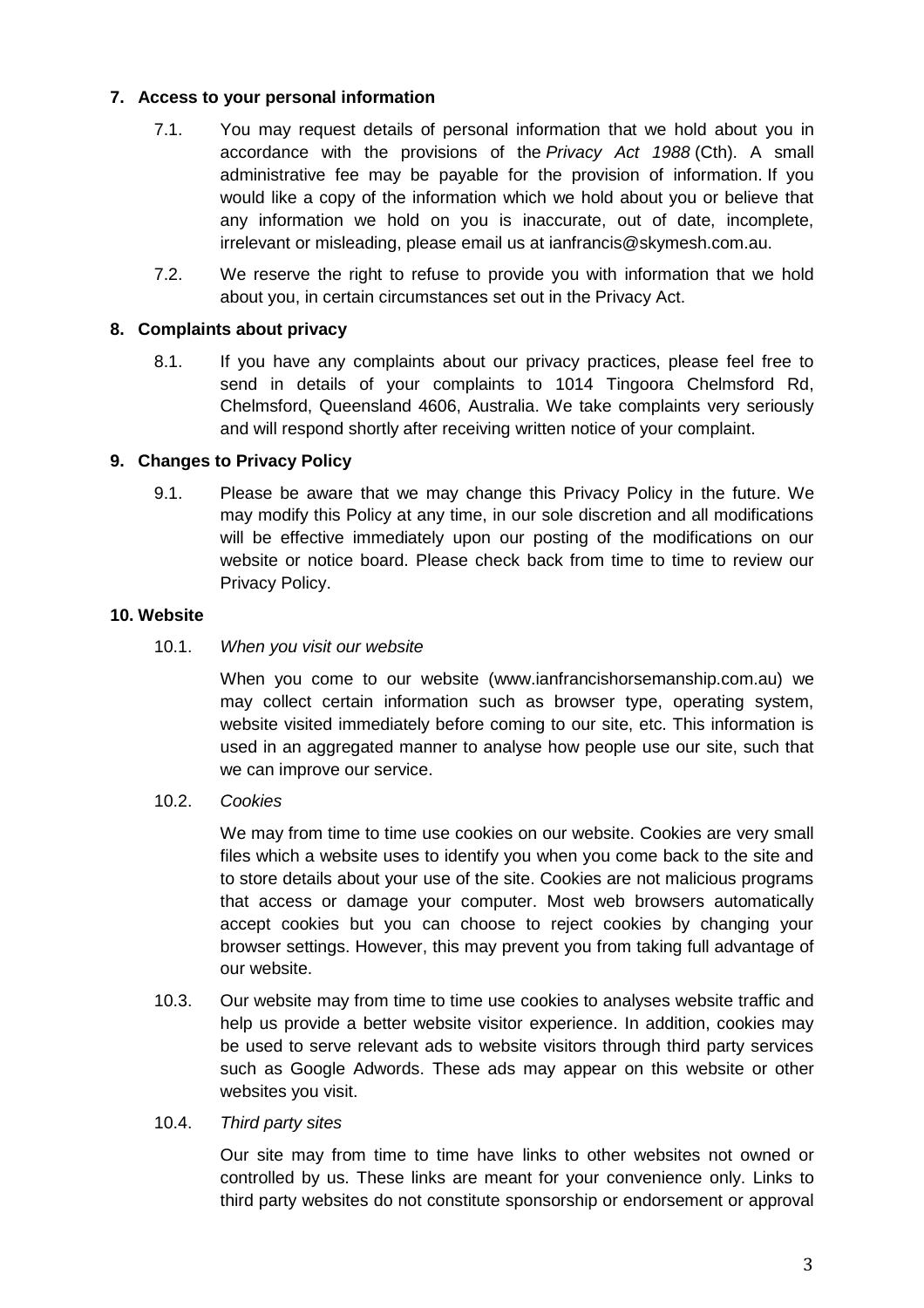## 7. Access to your personal information

7.1. You may request details of personal information that we hold about you in accordance with the provisions of the *Privacy Act 1988* (Cth). A small administrative fee may be payable for the provision of information. If you would like a copy of the information which we hold about you or believe that any information we hold on you is inaccurate, out of date, incomplete, irrelevant or misleading, please email us at ianfrancis@skymesh.com.au.

7.2. We reserve the right to refuse to provide you with information that we hold about you, in certain circumstances set out in the Privacy Act.

## 8. Complaints about privacy

8.1. If you have any complaints about our privacy practices, please feel free to send in details of your complaints to 1014 Tingoora Chelmsford Rd, Chelmsford, Queensland 4606, Australia. We take complaints very seriously and will respond shortly after receiving written notice of your complaint.

## 9. Changes to Privacy Policy

9.1. Please be aware that we may change this Privacy Policy in the future. We may modify this Policy at any time, in our sole discretion and all modifications will be effective immediately upon our posting of the modifications on our website or notice board. Please check back from time to time to review our Privacy Policy.

## 10. Website

10.1. *When you visit our website*

When you come to our website (www.ianfrancishorsemanship.com.au) we may collect certain information such as browser type, operating system, website visited immediately before coming to our site, etc. This information is used in an aggregated manner to analyse how people use our site, such that we can improve our service.

10.2. *Cookies*

We may from time to time use cookies on our website. Cookies are very small files which a website uses to identify you when you come back to the site and to store details about your use of the site. Cookies are not malicious programs that access or damage your computer. Most web browsers automatically accept cookies but you can choose to reject cookies by changing your browser settings. However, this may prevent you from taking full advantage of our website.

10.3. Our website may from time to time use cookies to analyses website traffic and help us provide a better website visitor experience. In addition, cookies may be used to serve relevant ads to website visitors through third party services such as Google Adwords. These ads may appear on this website or other websites you visit.

10.4. *Third party sites*

Our site may from time to time have links to other websites not owned or controlled by us. These links are meant for your convenience only. Links to third party websites do not constitute sponsorship or endorsement or approval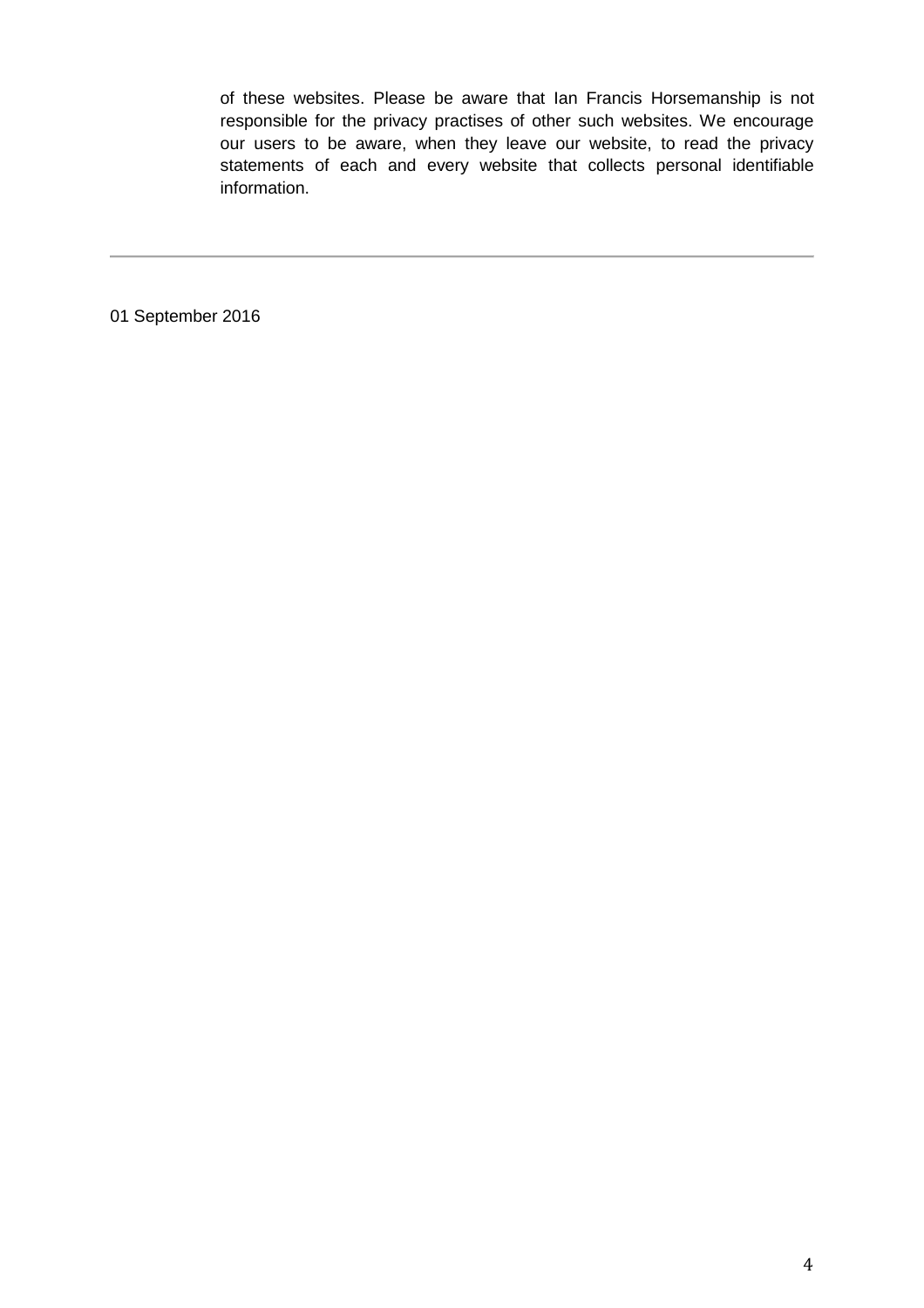of these websites. Please be aware that Ian Francis Horsemanship is not responsible for the privacy practises of other such websites. We encourage our users to be aware, when they leave our website, to read the privacy statements of each and every website that collects personal identifiable information.

---

01 September 2016